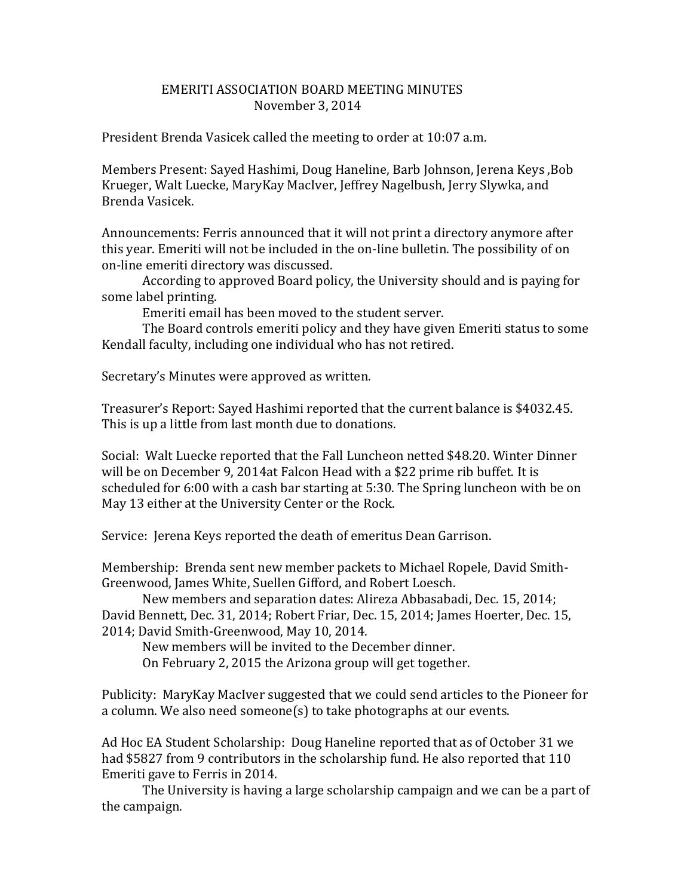# EMERITI ASSOCIATION BOARD MEETING MINUTES
November 3, 2014

President Brenda Vasicek called the meeting to order at 10:07 a.m.

Members Present: Sayed Hashimi, Doug Haneline, Barb Johnson, Jerena Keys ,Bob Krueger, Walt Luecke, MaryKay MacIver, Jeffrey Nagelbush, Jerry Slywka, and Brenda Vasicek.

Announcements: Ferris announced that it will not print a directory anymore after this year. Emeriti will not be included in the on-line bulletin. The possibility of on on-line emeriti directory was discussed.

According to approved Board policy, the University should and is paying for some label printing.

Emeriti email has been moved to the student server.

The Board controls emeriti policy and they have given Emeriti status to some Kendall faculty, including one individual who has not retired.

Secretary's Minutes were approved as written.

Treasurer's Report: Sayed Hashimi reported that the current balance is $4032.45. This is up a little from last month due to donations.

Social: Walt Luecke reported that the Fall Luncheon netted $48.20. Winter Dinner will be on December 9, 2014at Falcon Head with a $22 prime rib buffet. It is scheduled for 6:00 with a cash bar starting at 5:30. The Spring luncheon with be on May 13 either at the University Center or the Rock.

Service: Jerena Keys reported the death of emeritus Dean Garrison.

Membership: Brenda sent new member packets to Michael Ropele, David Smith-Greenwood, James White, Suellen Gifford, and Robert Loesch.

New members and separation dates: Alireza Abbasabadi, Dec. 15, 2014; David Bennett, Dec. 31, 2014; Robert Friar, Dec. 15, 2014; James Hoerter, Dec. 15, 2014; David Smith-Greenwood, May 10, 2014.

New members will be invited to the December dinner.

On February 2, 2015 the Arizona group will get together.

Publicity: MaryKay MacIver suggested that we could send articles to the Pioneer for a column. We also need someone(s) to take photographs at our events.

Ad Hoc EA Student Scholarship: Doug Haneline reported that as of October 31 we had $5827 from 9 contributors in the scholarship fund. He also reported that 110 Emeriti gave to Ferris in 2014.

The University is having a large scholarship campaign and we can be a part of the campaign.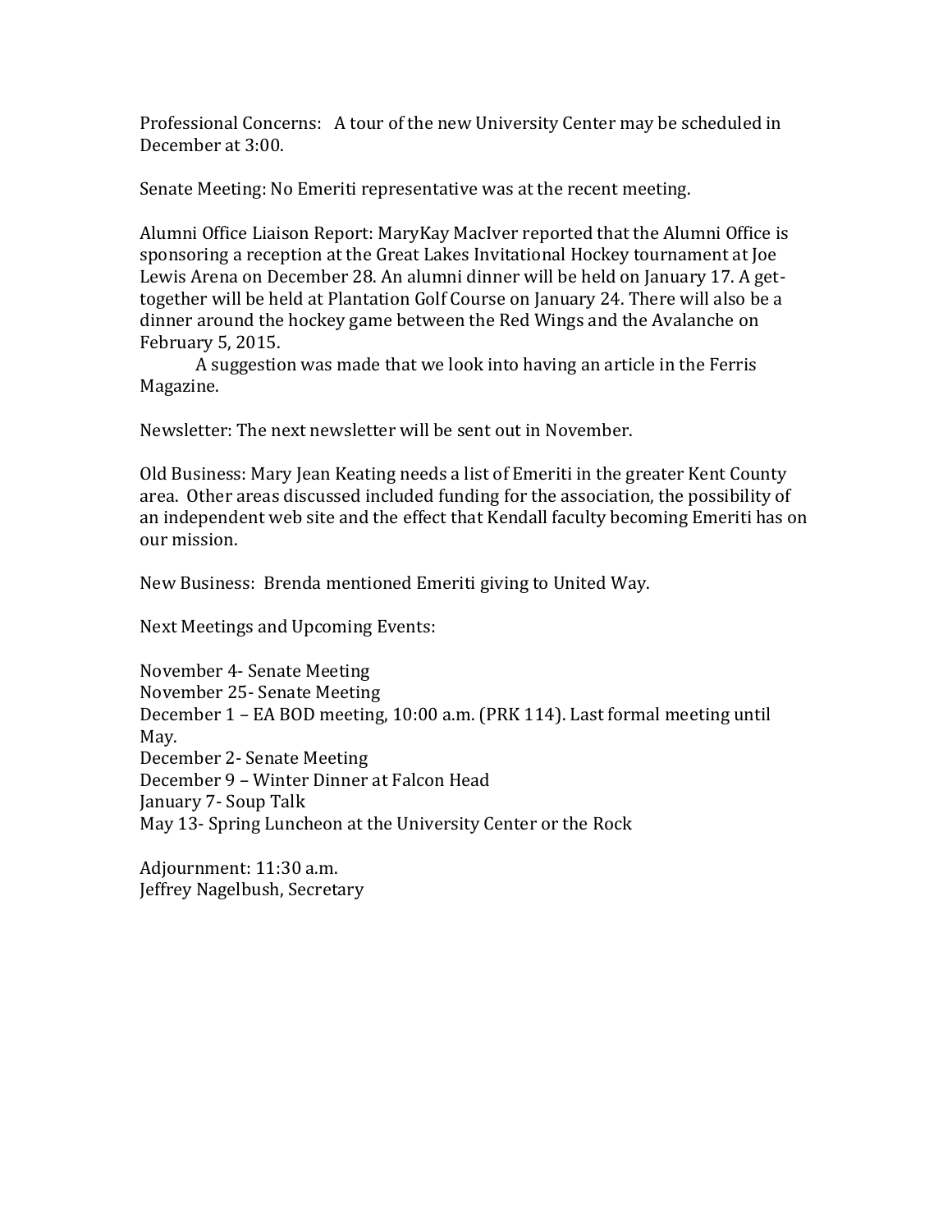Professional Concerns: A tour of the new University Center may be scheduled in December at 3:00.

Senate Meeting: No Emeriti representative was at the recent meeting.

Alumni Office Liaison Report: MaryKay MacIver reported that the Alumni Office is sponsoring a reception at the Great Lakes Invitational Hockey tournament at Joe Lewis Arena on December 28. An alumni dinner will be held on January 17. A get-together will be held at Plantation Golf Course on January 24. There will also be a dinner around the hockey game between the Red Wings and the Avalanche on February 5, 2015.

A suggestion was made that we look into having an article in the Ferris Magazine.

Newsletter: The next newsletter will be sent out in November.

Old Business: Mary Jean Keating needs a list of Emeriti in the greater Kent County area. Other areas discussed included funding for the association, the possibility of an independent web site and the effect that Kendall faculty becoming Emeriti has on our mission.

New Business: Brenda mentioned Emeriti giving to United Way.

Next Meetings and Upcoming Events:

November 4- Senate Meeting  
November 25- Senate Meeting  
December 1 – EA BOD meeting, 10:00 a.m. (PRK 114). Last formal meeting until May.  
December 2- Senate Meeting  
December 9 – Winter Dinner at Falcon Head  
January 7- Soup Talk  
May 13- Spring Luncheon at the University Center or the Rock

Adjournment: 11:30 a.m.  
Jeffrey Nagelbush, Secretary